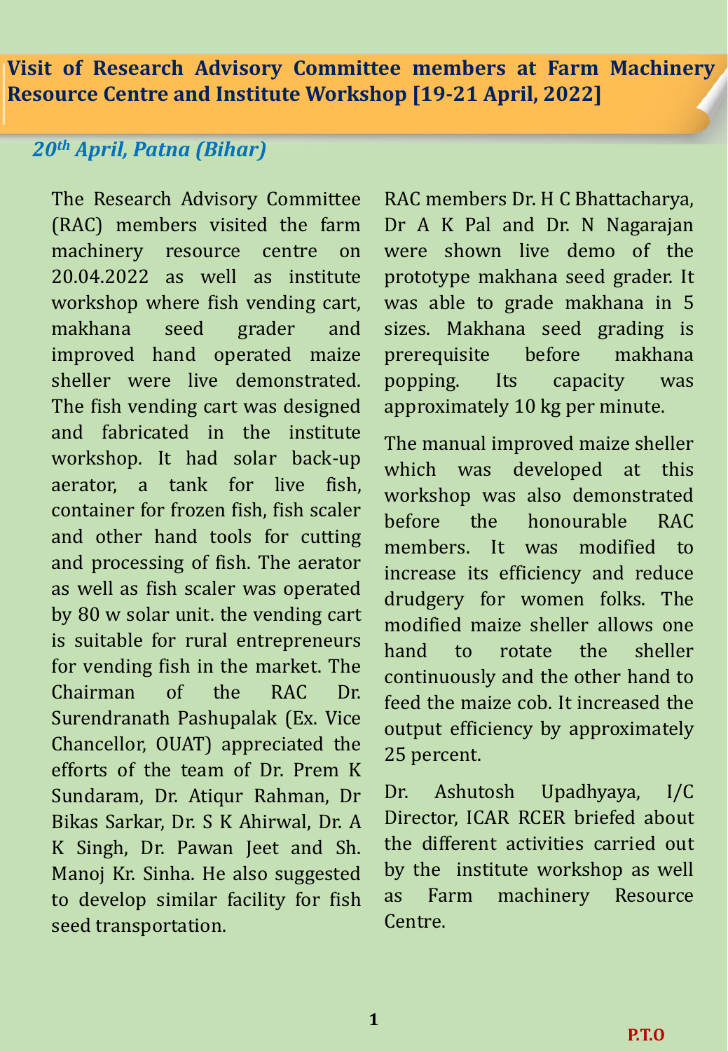## Visit of Research Advisory Committee members at Farm Machinery Resource Centre and Institute Workshop [19-21 April, 2022]

***20th April, Patna (Bihar)***

The Research Advisory Committee (RAC) members visited the farm machinery resource centre on 20.04.2022 as well as institute workshop where fish vending cart, makhana seed grader and improved hand operated maize sheller were live demonstrated. The fish vending cart was designed and fabricated in the institute workshop. It had solar back-up aerator, a tank for live fish, container for frozen fish, fish scaler and other hand tools for cutting and processing of fish. The aerator as well as fish scaler was operated by 80 w solar unit. the vending cart is suitable for rural entrepreneurs for vending fish in the market. The Chairman of the RAC Dr. Surendranath Pashupalak (Ex. Vice Chancellor, OUAT) appreciated the efforts of the team of Dr. Prem K Sundaram, Dr. Atiqur Rahman, Dr Bikas Sarkar, Dr. S K Ahirwal, Dr. A K Singh, Dr. Pawan Jeet and Sh. Manoj Kr. Sinha. He also suggested to develop similar facility for fish seed transportation.

RAC members Dr. H C Bhattacharya, Dr A K Pal and Dr. N Nagarajan were shown live demo of the prototype makhana seed grader. It was able to grade makhana in 5 sizes. Makhana seed grading is prerequisite before makhana popping. Its capacity was approximately 10 kg per minute.

The manual improved maize sheller which was developed at this workshop was also demonstrated before the honourable RAC members. It was modified to increase its efficiency and reduce drudgery for women folks. The modified maize sheller allows one hand to rotate the sheller continuously and the other hand to feed the maize cob. It increased the output efficiency by approximately 25 percent.

Dr. Ashutosh Upadhyaya, I/C Director, ICAR RCER briefed about the different activities carried out by the institute workshop as well as Farm machinery Resource Centre.

P.T.O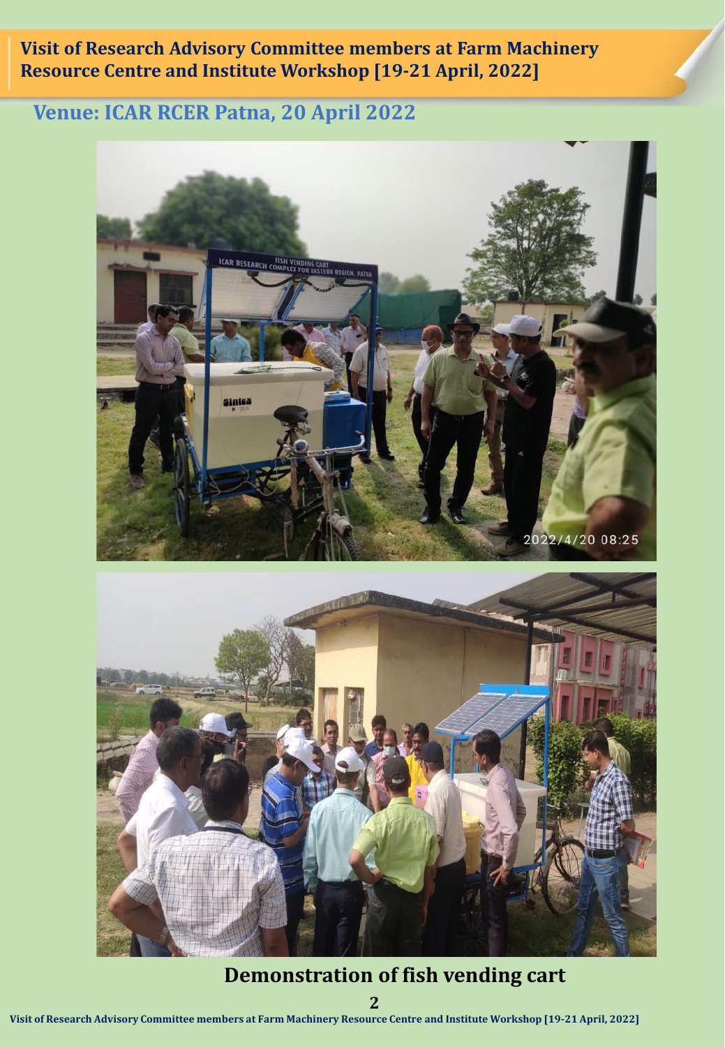## Visit of Research Advisory Committee members at Farm Machinery Resource Centre and Institute Workshop [19-21 April, 2022]

### Venue: ICAR RCER Patna, 20 April 2022

**Demonstration of fish vending cart**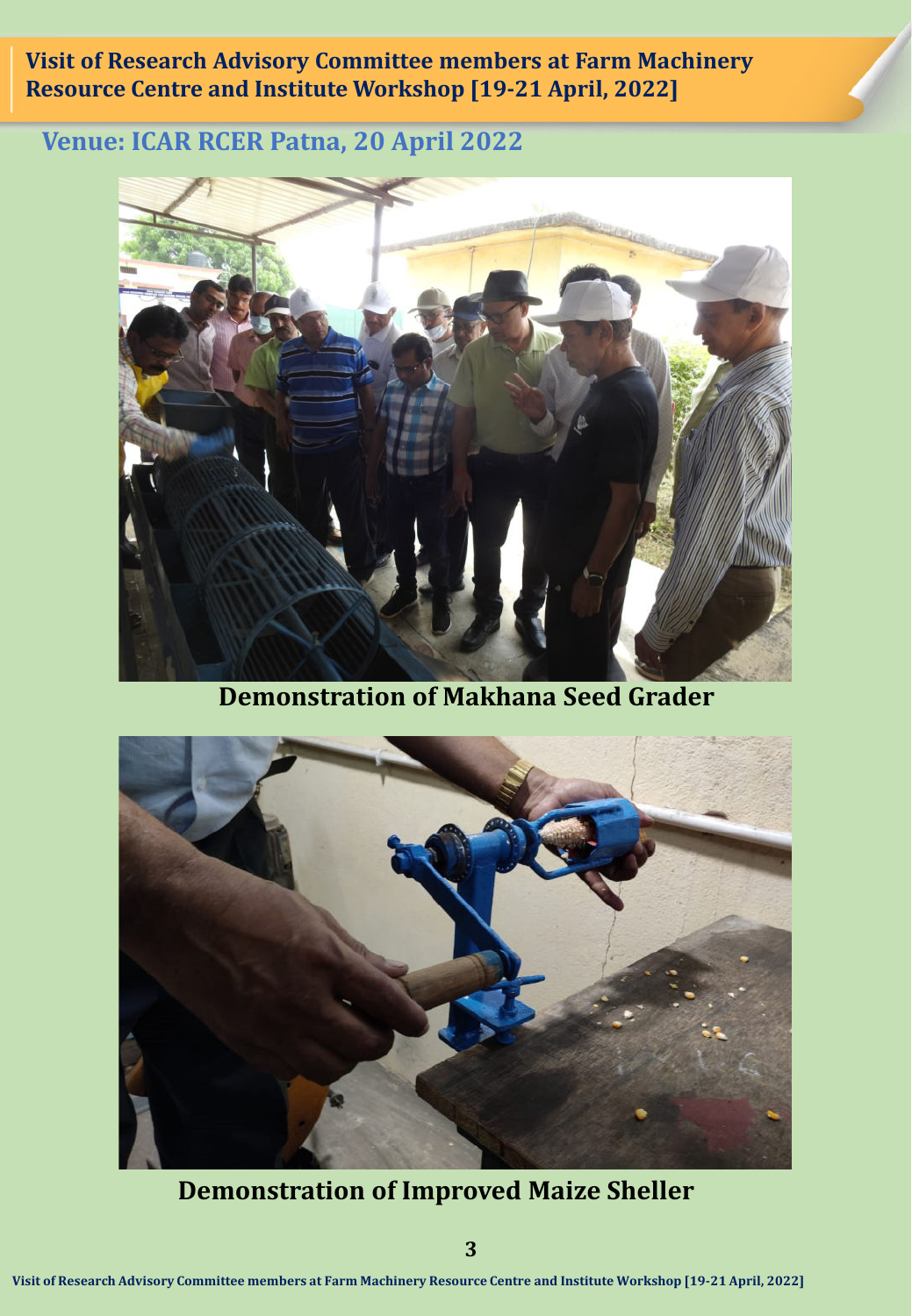## Visit of Research Advisory Committee members at Farm Machinery Resource Centre and Institute Workshop [19-21 April, 2022]

### Venue: ICAR RCER Patna, 20 April 2022

**Demonstration of Makhana Seed Grader**

**Demonstration of Improved Maize Sheller**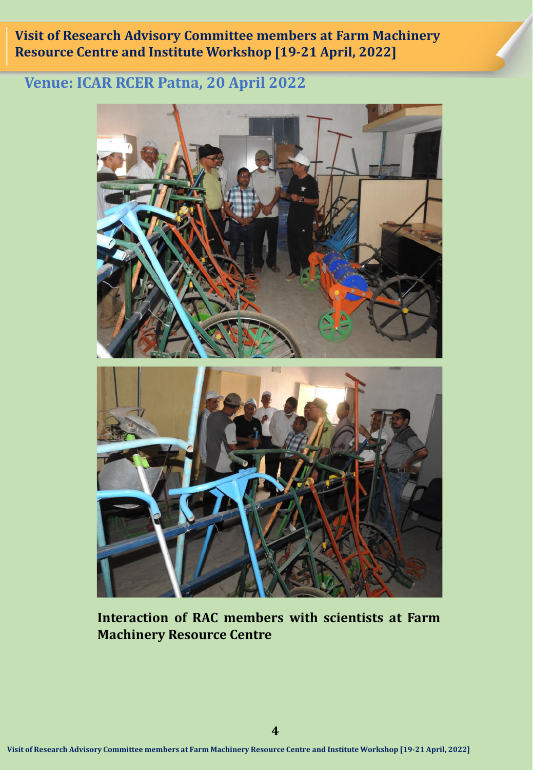## Visit of Research Advisory Committee members at Farm Machinery Resource Centre and Institute Workshop [19-21 April, 2022]

### Venue: ICAR RCER Patna, 20 April 2022

**Interaction of RAC members with scientists at Farm Machinery Resource Centre**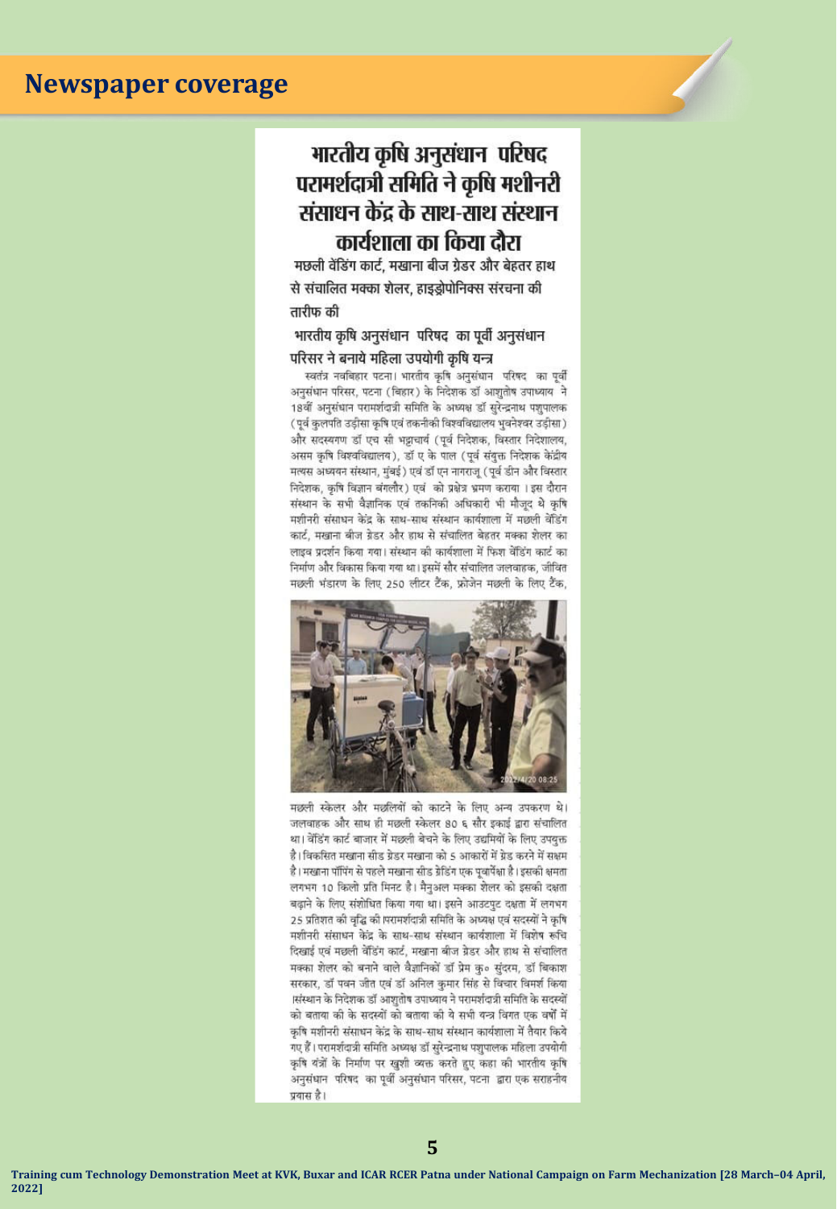## Newspaper coverage

# भारतीय कृषि अनुसंधान परिषद परामर्शदात्री समिति ने कृषि मशीनरी संसाधन केंद्र के साथ-साथ संस्थान कार्यशाला का किया दौरा

### मछली वेंडिंग कार्ट, मखाना बीज ग्रेडर और बेहतर हाथ से संचालित मक्का शेलर, हाइड्रोपोनिक्स संरचना की तारीफ की

### भारतीय कृषि अनुसंधान परिषद का पूर्वी अनुसंधान परिसर ने बनाये महिला उपयोगी कृषि यन्त्र

स्वतंत्र नवबिहार पटना। भारतीय कृषि अनुसंधान परिषद का पूर्वी अनुसंधान परिसर, पटना (बिहार) के निदेशक डॉ आशुतोष उपाध्याय ने 18वीं अनुसंधान परामर्शदात्री समिति के अध्यक्ष डॉ सुरेन्द्रनाथ पशुपालक (पूर्व कुलपति उड़ीसा कृषि एवं तकनीकी विश्वविद्यालय भुवनेश्वर उड़ीसा) और सदस्यगण डॉ एच सी भट्टाचार्य (पूर्व निदेशक, विस्तार निदेशालय, असम कृषि विश्वविद्यालय), डॉ ए के पाल (पूर्व संयुक्त निदेशक केंद्रीय मत्स्य अध्ययन संस्थान, मुंबई) एवं डॉ एन नागराजू (पूर्व डीन और विस्तार निदेशक, कृषि विज्ञान बंगलौर) एवं को प्रक्षेत्र भ्रमण कराया । इस दौरान संस्थान के सभी वैज्ञानिक एवं तकनिकी अधिकारी भी मौजूद थे कृषि मशीनरी संसाधन केंद्र के साथ-साथ संस्थान कार्यशाला में मछली वेंडिंग कार्ट, मखाना बीज ग्रेडर और हाथ से संचालित बेहतर मक्का शेलर का लाइव प्रदर्शन किया गया। संस्थान की कार्यशाला में फिश वेंडिंग कार्ट का निर्माण और विकास किया गया था। इसमें सौर संचालित जलवाहक, जीवित मछली भंडारण के लिए 250 लीटर टैंक, फ्रोजेन मछली के लिए टैंक, मछली स्केलर और मछलियों को काटने के लिए अन्य उपकरण थे। जलवाहक और साथ ही मछली स्केलर 80 ६ सौर इकाई द्वारा संचालित था। वेंडिंग कार्ट बाजार में मछली बेचने के लिए उद्यमियों के लिए उपयुक्त है। विकसित मखाना सीड ग्रेडर मखाना को 5 आकारों में ग्रेड करने में सक्षम है। मखाना पॉपिंग से पहले मखाना सीड ग्रेडिंग एक पूर्वापेक्षा है। इसकी क्षमता लगभग 10 किलो प्रति मिनट है। मैनुअल मक्का शेलर को इसकी दक्षता बढ़ाने के लिए संशोधित किया गया था। इसने आउटपुट दक्षता में लगभग 25 प्रतिशत की वृद्धि की।परामर्शदात्री समिति के अध्यक्ष एवं सदस्यों ने कृषि मशीनरी संसाधन केंद्र के साथ-साथ संस्थान कार्यशाला में विशेष रूचि दिखाई एवं मछली वेंडिंग कार्ट, मखाना बीज ग्रेडर और हाथ से संचालित मक्का शेलर को बनाने वाले वैज्ञानिकों डॉ प्रेम कु० सुंदरम, डॉ बिकाश सरकार, डॉ पवन जीत एवं डॉ अनिल कुमार सिंह से विचार विमर्श किया ।संस्थान के निदेशक डॉ आशुतोष उपाध्याय ने परामर्शदात्री समिति के सदस्यों को बताया की के सदस्यों को बताया की ये सभी यन्त्र विगत एक वर्षों में कृषि मशीनरी संसाधन केंद्र के साथ-साथ संस्थान कार्यशाला में तैयार किये गए हैं। परामर्शदात्री समिति अध्यक्ष डॉ सुरेन्द्रनाथ पशुपालक महिला उपयोगी कृषि यंत्रों के निर्माण पर खुशी व्यक्त करते हुए कहा की भारतीय कृषि अनुसंधान परिषद का पूर्वी अनुसंधान परिसर, पटना द्वारा एक सराहनीय प्रयास है।

Training cum Technology Demonstration Meet at KVK, Buxar and ICAR RCER Patna under National Campaign on Farm Mechanization [28 March–04 April, 2022]